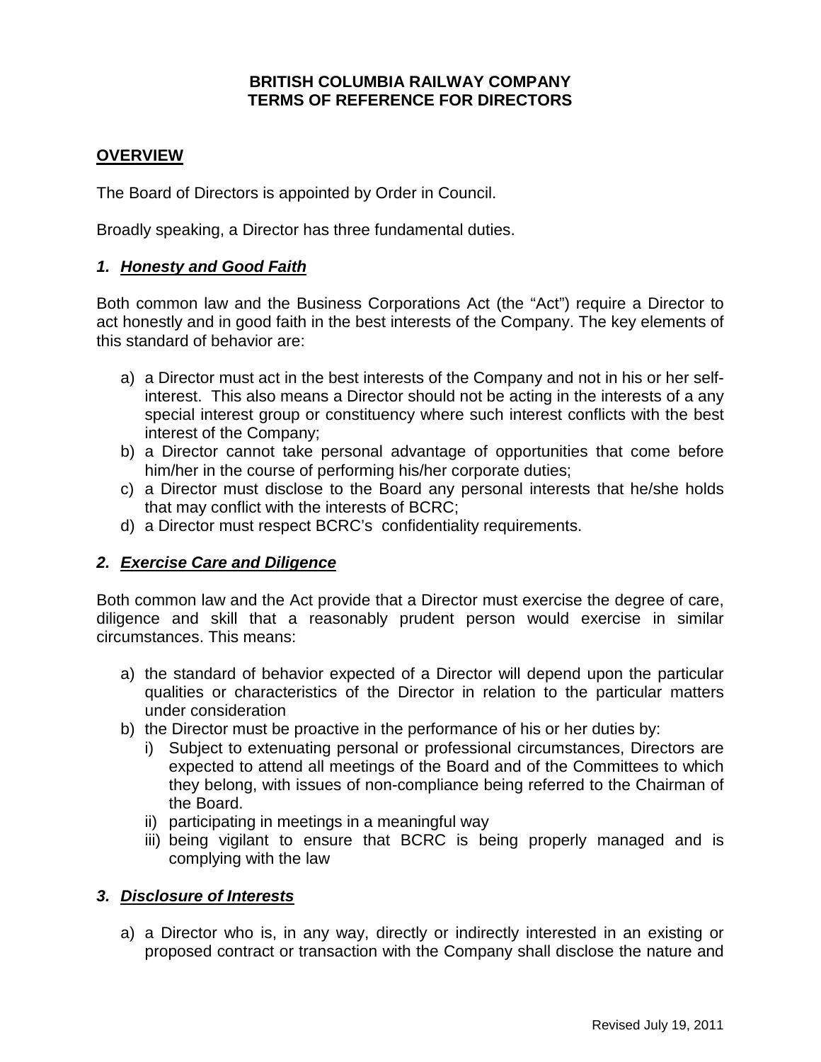**BRITISH COLUMBIA RAILWAY COMPANY**
**TERMS OF REFERENCE FOR DIRECTORS**

## OVERVIEW

The Board of Directors is appointed by Order in Council.

Broadly speaking, a Director has three fundamental duties.

### *1. Honesty and Good Faith*

Both common law and the Business Corporations Act (the "Act") require a Director to act honestly and in good faith in the best interests of the Company. The key elements of this standard of behavior are:

a) a Director must act in the best interests of the Company and not in his or her self-interest. This also means a Director should not be acting in the interests of a any special interest group or constituency where such interest conflicts with the best interest of the Company;
b) a Director cannot take personal advantage of opportunities that come before him/her in the course of performing his/her corporate duties;
c) a Director must disclose to the Board any personal interests that he/she holds that may conflict with the interests of BCRC;
d) a Director must respect BCRC's confidentiality requirements.

### *2. Exercise Care and Diligence*

Both common law and the Act provide that a Director must exercise the degree of care, diligence and skill that a reasonably prudent person would exercise in similar circumstances. This means:

a) the standard of behavior expected of a Director will depend upon the particular qualities or characteristics of the Director in relation to the particular matters under consideration
b) the Director must be proactive in the performance of his or her duties by:
   i) Subject to extenuating personal or professional circumstances, Directors are expected to attend all meetings of the Board and of the Committees to which they belong, with issues of non-compliance being referred to the Chairman of the Board.
   ii) participating in meetings in a meaningful way
   iii) being vigilant to ensure that BCRC is being properly managed and is complying with the law

### *3. Disclosure of Interests*

a) a Director who is, in any way, directly or indirectly interested in an existing or proposed contract or transaction with the Company shall disclose the nature and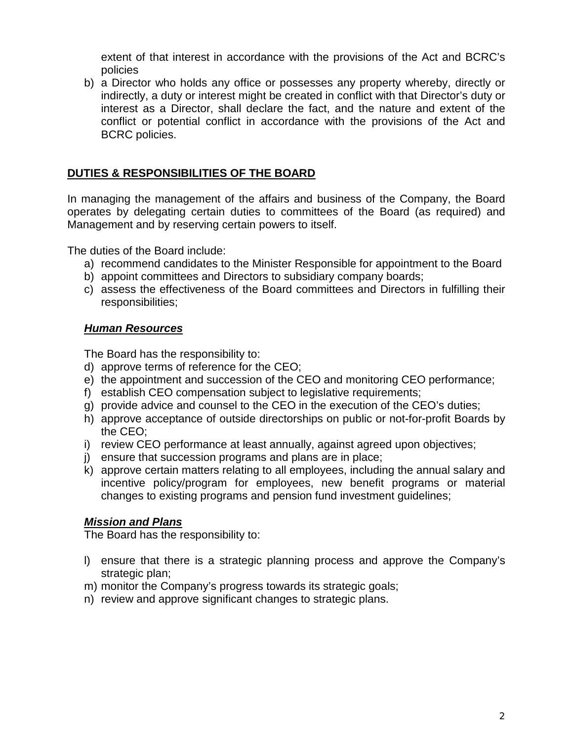extent of that interest in accordance with the provisions of the Act and BCRC's policies

b) a Director who holds any office or possesses any property whereby, directly or indirectly, a duty or interest might be created in conflict with that Director's duty or interest as a Director, shall declare the fact, and the nature and extent of the conflict or potential conflict in accordance with the provisions of the Act and BCRC policies.

## DUTIES & RESPONSIBILITIES OF THE BOARD

In managing the management of the affairs and business of the Company, the Board operates by delegating certain duties to committees of the Board (as required) and Management and by reserving certain powers to itself.

The duties of the Board include:

a) recommend candidates to the Minister Responsible for appointment to the Board
b) appoint committees and Directors to subsidiary company boards;
c) assess the effectiveness of the Board committees and Directors in fulfilling their responsibilities;

### ***Human Resources***

The Board has the responsibility to:

d) approve terms of reference for the CEO;
e) the appointment and succession of the CEO and monitoring CEO performance;
f) establish CEO compensation subject to legislative requirements;
g) provide advice and counsel to the CEO in the execution of the CEO's duties;
h) approve acceptance of outside directorships on public or not-for-profit Boards by the CEO;
i) review CEO performance at least annually, against agreed upon objectives;
j) ensure that succession programs and plans are in place;
k) approve certain matters relating to all employees, including the annual salary and incentive policy/program for employees, new benefit programs or material changes to existing programs and pension fund investment guidelines;

### ***Mission and Plans***

The Board has the responsibility to:

l) ensure that there is a strategic planning process and approve the Company's strategic plan;
m) monitor the Company's progress towards its strategic goals;
n) review and approve significant changes to strategic plans.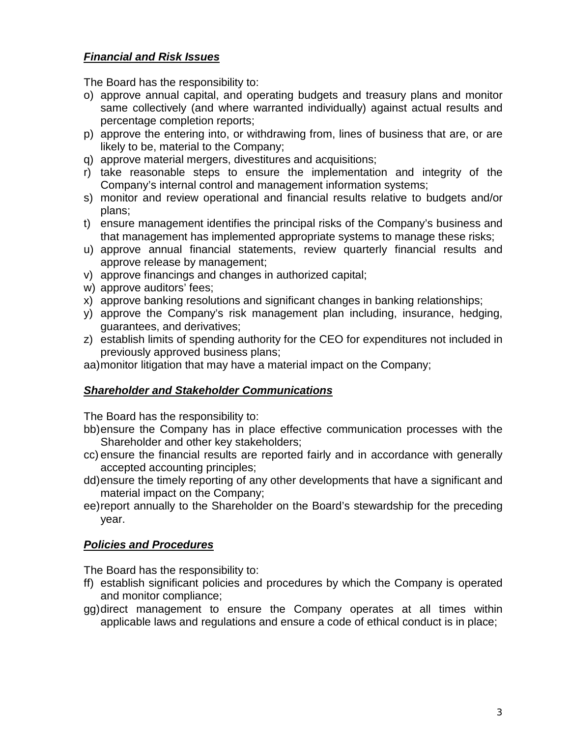***Financial and Risk Issues***

The Board has the responsibility to:

o) approve annual capital, and operating budgets and treasury plans and monitor same collectively (and where warranted individually) against actual results and percentage completion reports;
p) approve the entering into, or withdrawing from, lines of business that are, or are likely to be, material to the Company;
q) approve material mergers, divestitures and acquisitions;
r) take reasonable steps to ensure the implementation and integrity of the Company's internal control and management information systems;
s) monitor and review operational and financial results relative to budgets and/or plans;
t) ensure management identifies the principal risks of the Company's business and that management has implemented appropriate systems to manage these risks;
u) approve annual financial statements, review quarterly financial results and approve release by management;
v) approve financings and changes in authorized capital;
w) approve auditors' fees;
x) approve banking resolutions and significant changes in banking relationships;
y) approve the Company's risk management plan including, insurance, hedging, guarantees, and derivatives;
z) establish limits of spending authority for the CEO for expenditures not included in previously approved business plans;
aa) monitor litigation that may have a material impact on the Company;

***Shareholder and Stakeholder Communications***

The Board has the responsibility to:

bb) ensure the Company has in place effective communication processes with the Shareholder and other key stakeholders;
cc) ensure the financial results are reported fairly and in accordance with generally accepted accounting principles;
dd) ensure the timely reporting of any other developments that have a significant and material impact on the Company;
ee) report annually to the Shareholder on the Board's stewardship for the preceding year.

***Policies and Procedures***

The Board has the responsibility to:

ff) establish significant policies and procedures by which the Company is operated and monitor compliance;
gg) direct management to ensure the Company operates at all times within applicable laws and regulations and ensure a code of ethical conduct is in place;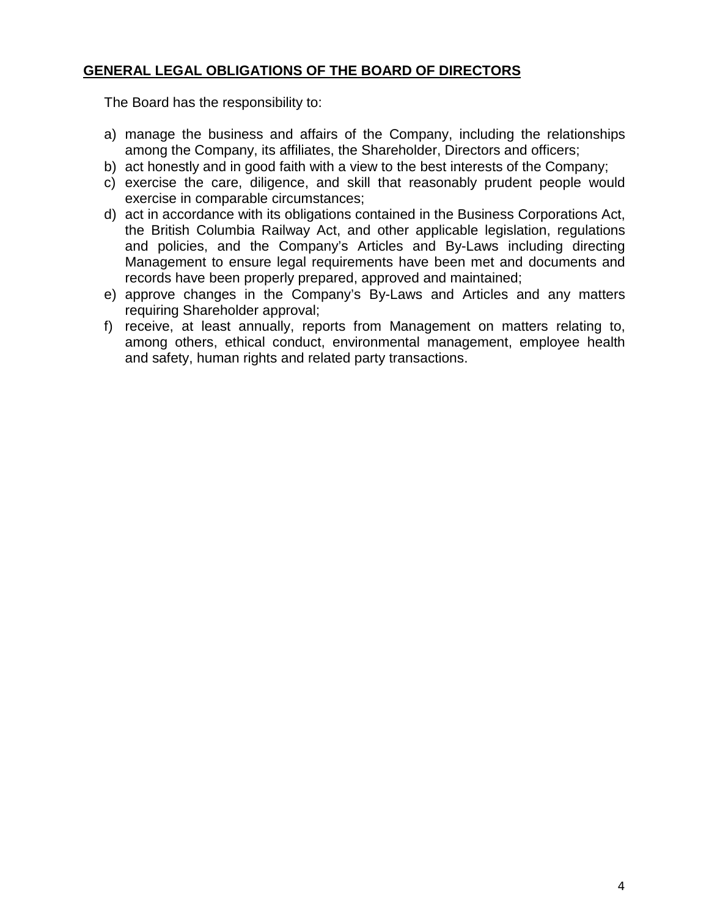## **GENERAL LEGAL OBLIGATIONS OF THE BOARD OF DIRECTORS**

The Board has the responsibility to:

a) manage the business and affairs of the Company, including the relationships among the Company, its affiliates, the Shareholder, Directors and officers;
b) act honestly and in good faith with a view to the best interests of the Company;
c) exercise the care, diligence, and skill that reasonably prudent people would exercise in comparable circumstances;
d) act in accordance with its obligations contained in the Business Corporations Act, the British Columbia Railway Act, and other applicable legislation, regulations and policies, and the Company's Articles and By-Laws including directing Management to ensure legal requirements have been met and documents and records have been properly prepared, approved and maintained;
e) approve changes in the Company's By-Laws and Articles and any matters requiring Shareholder approval;
f) receive, at least annually, reports from Management on matters relating to, among others, ethical conduct, environmental management, employee health and safety, human rights and related party transactions.